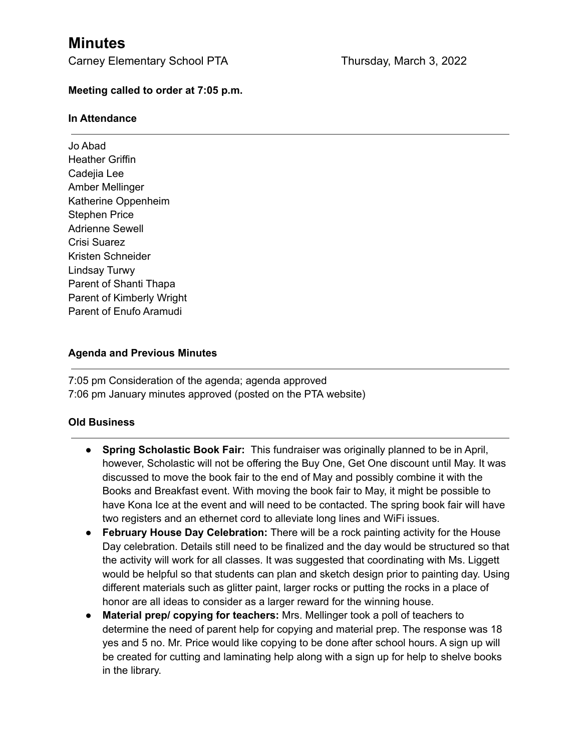# Minutes

Carney Elementary School PTA Thursday, March 3, 2022

**Meeting called to order at 7:05 p.m.**

### In Attendance

---

Jo Abad
Heather Griffin
Cadejia Lee
Amber Mellinger
Katherine Oppenheim
Stephen Price
Adrienne Sewell
Crisi Suarez
Kristen Schneider
Lindsay Turwy
Parent of Shanti Thapa
Parent of Kimberly Wright
Parent of Enufo Aramudi

### Agenda and Previous Minutes

---

7:05 pm Consideration of the agenda; agenda approved
7:06 pm January minutes approved (posted on the PTA website)

### Old Business

---

- **Spring Scholastic Book Fair:** This fundraiser was originally planned to be in April, however, Scholastic will not be offering the Buy One, Get One discount until May. It was discussed to move the book fair to the end of May and possibly combine it with the Books and Breakfast event. With moving the book fair to May, it might be possible to have Kona Ice at the event and will need to be contacted. The spring book fair will have two registers and an ethernet cord to alleviate long lines and WiFi issues.
- **February House Day Celebration:** There will be a rock painting activity for the House Day celebration. Details still need to be finalized and the day would be structured so that the activity will work for all classes. It was suggested that coordinating with Ms. Liggett would be helpful so that students can plan and sketch design prior to painting day. Using different materials such as glitter paint, larger rocks or putting the rocks in a place of honor are all ideas to consider as a larger reward for the winning house.
- **Material prep/ copying for teachers:** Mrs. Mellinger took a poll of teachers to determine the need of parent help for copying and material prep. The response was 18 yes and 5 no. Mr. Price would like copying to be done after school hours. A sign up will be created for cutting and laminating help along with a sign up for help to shelve books in the library.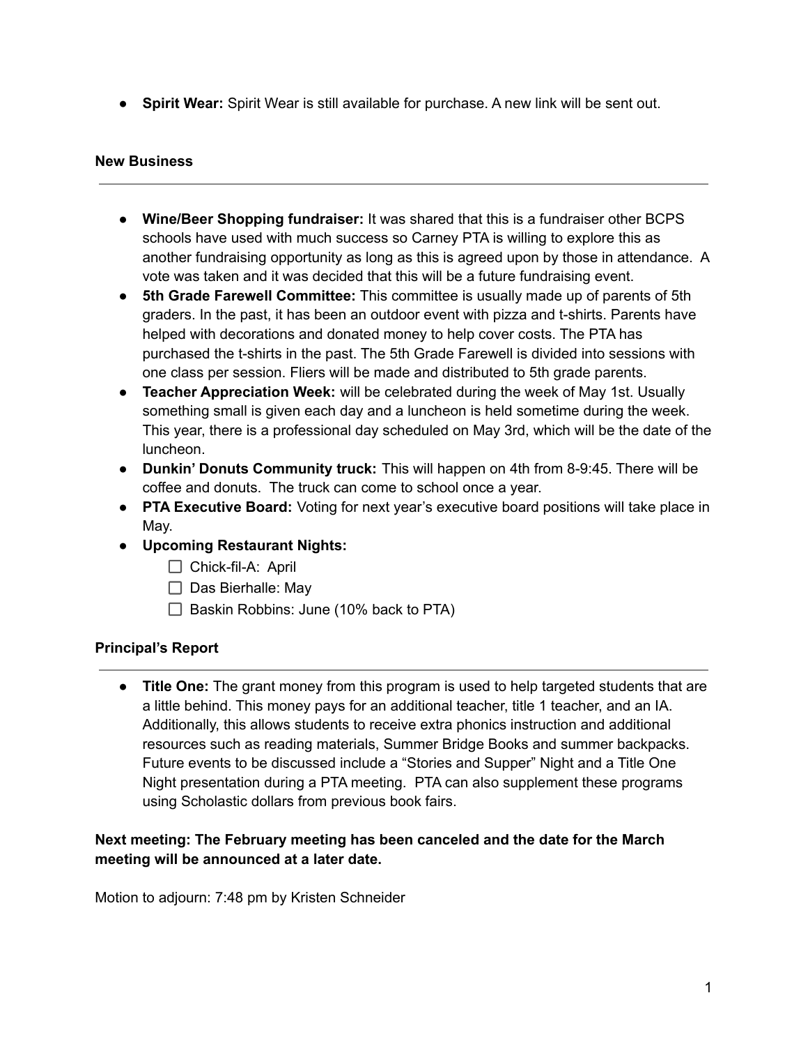- **Spirit Wear:** Spirit Wear is still available for purchase. A new link will be sent out.

**New Business**

---

- **Wine/Beer Shopping fundraiser:** It was shared that this is a fundraiser other BCPS schools have used with much success so Carney PTA is willing to explore this as another fundraising opportunity as long as this is agreed upon by those in attendance. A vote was taken and it was decided that this will be a future fundraising event.
- **5th Grade Farewell Committee:** This committee is usually made up of parents of 5th graders. In the past, it has been an outdoor event with pizza and t-shirts. Parents have helped with decorations and donated money to help cover costs. The PTA has purchased the t-shirts in the past. The 5th Grade Farewell is divided into sessions with one class per session. Fliers will be made and distributed to 5th grade parents.
- **Teacher Appreciation Week:** will be celebrated during the week of May 1st. Usually something small is given each day and a luncheon is held sometime during the week. This year, there is a professional day scheduled on May 3rd, which will be the date of the luncheon.
- **Dunkin' Donuts Community truck:** This will happen on 4th from 8-9:45. There will be coffee and donuts. The truck can come to school once a year.
- **PTA Executive Board:** Voting for next year's executive board positions will take place in May.
- **Upcoming Restaurant Nights:**
  - [ ] Chick-fil-A: April
  - [ ] Das Bierhalle: May
  - [ ] Baskin Robbins: June (10% back to PTA)

**Principal's Report**

---

- **Title One:** The grant money from this program is used to help targeted students that are a little behind. This money pays for an additional teacher, title 1 teacher, and an IA. Additionally, this allows students to receive extra phonics instruction and additional resources such as reading materials, Summer Bridge Books and summer backpacks. Future events to be discussed include a "Stories and Supper" Night and a Title One Night presentation during a PTA meeting. PTA can also supplement these programs using Scholastic dollars from previous book fairs.

**Next meeting: The February meeting has been canceled and the date for the March meeting will be announced at a later date.**

Motion to adjourn: 7:48 pm by Kristen Schneider